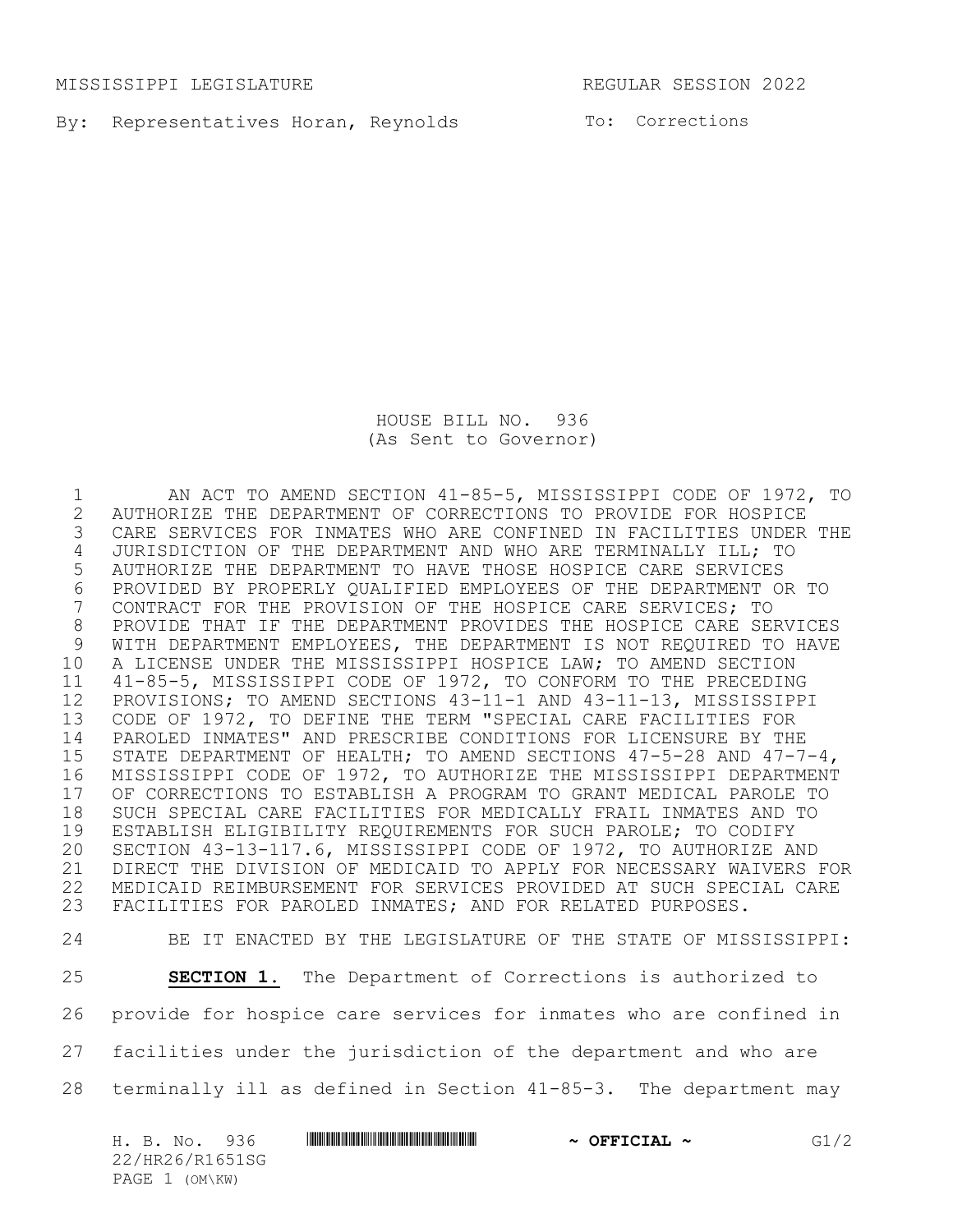MISSISSIPPI LEGISLATURE REGULAR SESSION 2022

By: Representatives Horan, Reynolds

To: Corrections

# HOUSE BILL NO. 936
(As Sent to Governor)

AN ACT TO AMEND SECTION 41-85-5, MISSISSIPPI CODE OF 1972, TO AUTHORIZE THE DEPARTMENT OF CORRECTIONS TO PROVIDE FOR HOSPICE CARE SERVICES FOR INMATES WHO ARE CONFINED IN FACILITIES UNDER THE JURISDICTION OF THE DEPARTMENT AND WHO ARE TERMINALLY ILL; TO AUTHORIZE THE DEPARTMENT TO HAVE THOSE HOSPICE CARE SERVICES PROVIDED BY PROPERLY QUALIFIED EMPLOYEES OF THE DEPARTMENT OR TO CONTRACT FOR THE PROVISION OF THE HOSPICE CARE SERVICES; TO PROVIDE THAT IF THE DEPARTMENT PROVIDES THE HOSPICE CARE SERVICES WITH DEPARTMENT EMPLOYEES, THE DEPARTMENT IS NOT REQUIRED TO HAVE A LICENSE UNDER THE MISSISSIPPI HOSPICE LAW; TO AMEND SECTION 41-85-5, MISSISSIPPI CODE OF 1972, TO CONFORM TO THE PRECEDING PROVISIONS; TO AMEND SECTIONS 43-11-1 AND 43-11-13, MISSISSIPPI CODE OF 1972, TO DEFINE THE TERM "SPECIAL CARE FACILITIES FOR PAROLED INMATES" AND PRESCRIBE CONDITIONS FOR LICENSURE BY THE STATE DEPARTMENT OF HEALTH; TO AMEND SECTIONS 47-5-28 AND 47-7-4, MISSISSIPPI CODE OF 1972, TO AUTHORIZE THE MISSISSIPPI DEPARTMENT OF CORRECTIONS TO ESTABLISH A PROGRAM TO GRANT MEDICAL PAROLE TO SUCH SPECIAL CARE FACILITIES FOR MEDICALLY FRAIL INMATES AND TO ESTABLISH ELIGIBILITY REQUIREMENTS FOR SUCH PAROLE; TO CODIFY SECTION 43-13-117.6, MISSISSIPPI CODE OF 1972, TO AUTHORIZE AND DIRECT THE DIVISION OF MEDICAID TO APPLY FOR NECESSARY WAIVERS FOR MEDICAID REIMBURSEMENT FOR SERVICES PROVIDED AT SUCH SPECIAL CARE FACILITIES FOR PAROLED INMATES; AND FOR RELATED PURPOSES.

BE IT ENACTED BY THE LEGISLATURE OF THE STATE OF MISSISSIPPI:

**SECTION 1.** The Department of Corrections is authorized to provide for hospice care services for inmates who are confined in facilities under the jurisdiction of the department and who are terminally ill as defined in Section 41-85-3. The department may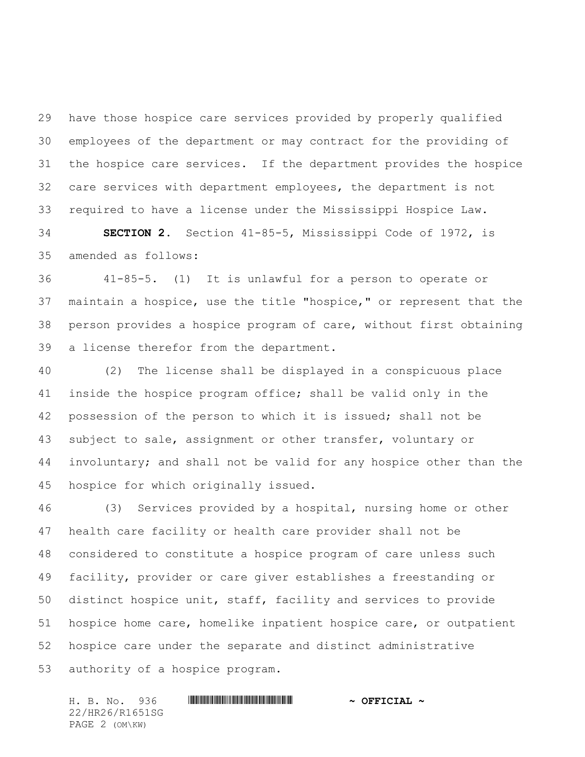have those hospice care services provided by properly qualified employees of the department or may contract for the providing of the hospice care services. If the department provides the hospice care services with department employees, the department is not required to have a license under the Mississippi Hospice Law.

**SECTION 2.** Section 41-85-5, Mississippi Code of 1972, is amended as follows:

41-85-5. (1) It is unlawful for a person to operate or maintain a hospice, use the title "hospice," or represent that the person provides a hospice program of care, without first obtaining a license therefor from the department.

(2) The license shall be displayed in a conspicuous place inside the hospice program office; shall be valid only in the possession of the person to which it is issued; shall not be subject to sale, assignment or other transfer, voluntary or involuntary; and shall not be valid for any hospice other than the hospice for which originally issued.

(3) Services provided by a hospital, nursing home or other health care facility or health care provider shall not be considered to constitute a hospice program of care unless such facility, provider or care giver establishes a freestanding or distinct hospice unit, staff, facility and services to provide hospice home care, homelike inpatient hospice care, or outpatient hospice care under the separate and distinct administrative authority of a hospice program.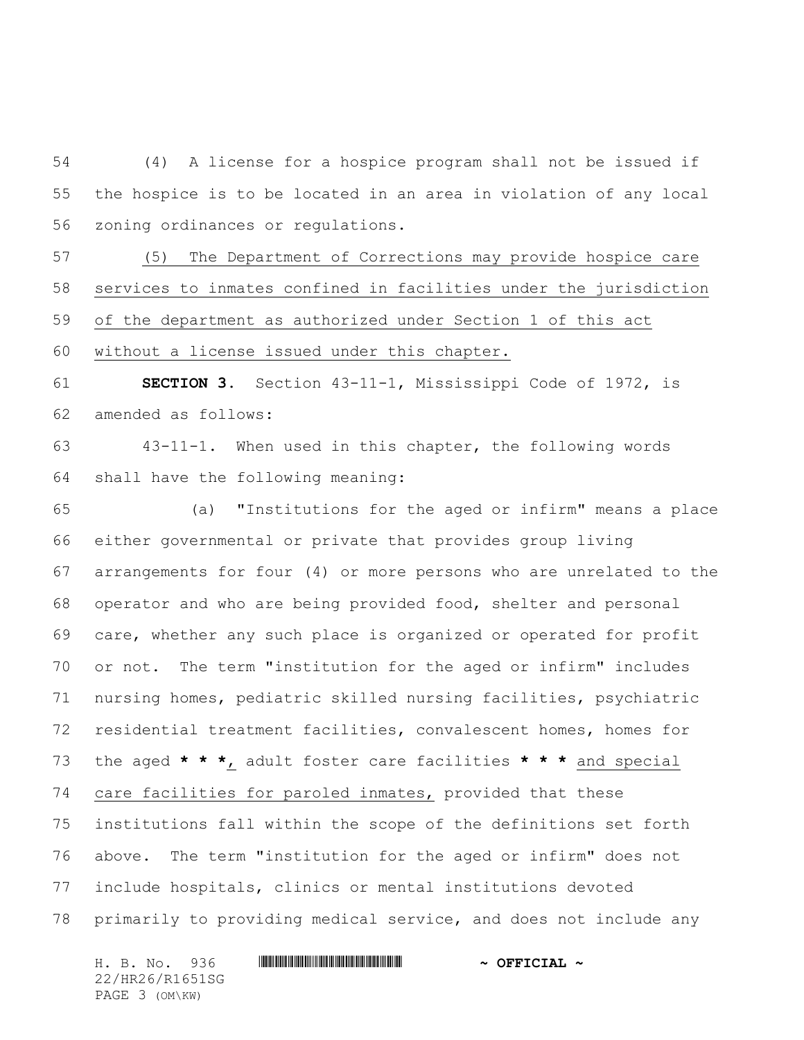(4) A license for a hospice program shall not be issued if the hospice is to be located in an area in violation of any local zoning ordinances or regulations.

<u>(5) The Department of Corrections may provide hospice care services to inmates confined in facilities under the jurisdiction of the department as authorized under Section 1 of this act without a license issued under this chapter.</u>

**SECTION 3.** Section 43-11-1, Mississippi Code of 1972, is amended as follows:

43-11-1. When used in this chapter, the following words shall have the following meaning:

(a) "Institutions for the aged or infirm" means a place either governmental or private that provides group living arrangements for four (4) or more persons who are unrelated to the operator and who are being provided food, shelter and personal care, whether any such place is organized or operated for profit or not. The term "institution for the aged or infirm" includes nursing homes, pediatric skilled nursing facilities, psychiatric residential treatment facilities, convalescent homes, homes for the aged **\* \* \***<u>,</u> adult foster care facilities **\* \* \*** <u>and special care facilities for paroled inmates,</u> provided that these institutions fall within the scope of the definitions set forth above. The term "institution for the aged or infirm" does not include hospitals, clinics or mental institutions devoted primarily to providing medical service, and does not include any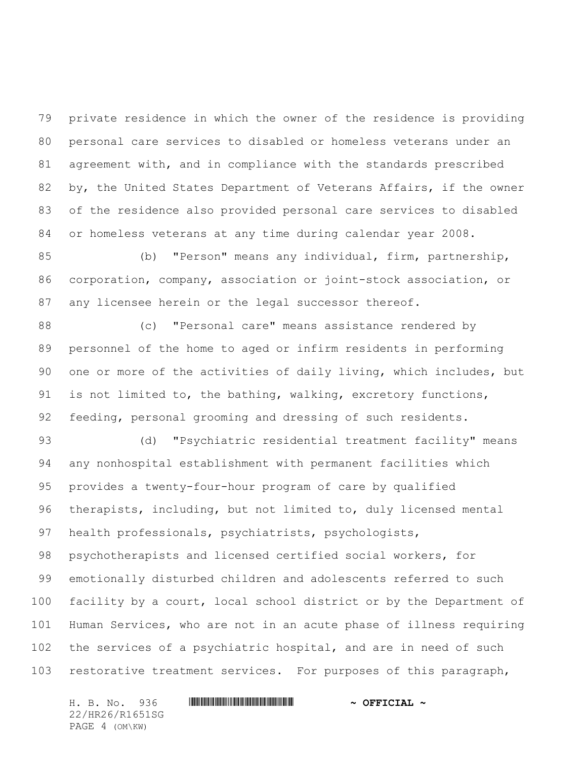private residence in which the owner of the residence is providing personal care services to disabled or homeless veterans under an agreement with, and in compliance with the standards prescribed by, the United States Department of Veterans Affairs, if the owner of the residence also provided personal care services to disabled or homeless veterans at any time during calendar year 2008.

(b) "Person" means any individual, firm, partnership, corporation, company, association or joint-stock association, or any licensee herein or the legal successor thereof.

(c) "Personal care" means assistance rendered by personnel of the home to aged or infirm residents in performing one or more of the activities of daily living, which includes, but is not limited to, the bathing, walking, excretory functions, feeding, personal grooming and dressing of such residents.

(d) "Psychiatric residential treatment facility" means any nonhospital establishment with permanent facilities which provides a twenty-four-hour program of care by qualified therapists, including, but not limited to, duly licensed mental health professionals, psychiatrists, psychologists, psychotherapists and licensed certified social workers, for emotionally disturbed children and adolescents referred to such facility by a court, local school district or by the Department of Human Services, who are not in an acute phase of illness requiring the services of a psychiatric hospital, and are in need of such restorative treatment services. For purposes of this paragraph,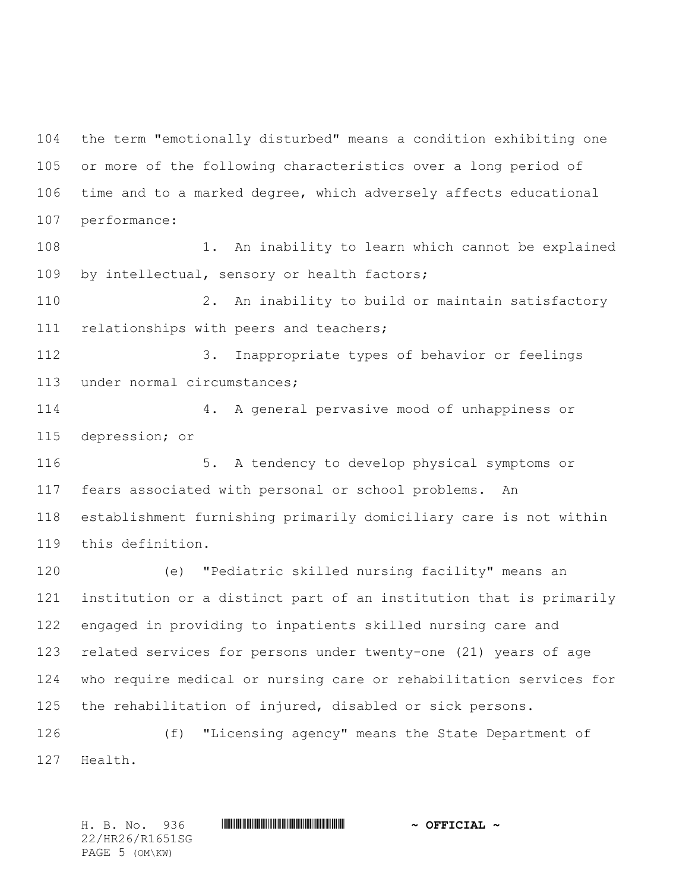the term "emotionally disturbed" means a condition exhibiting one or more of the following characteristics over a long period of time and to a marked degree, which adversely affects educational performance:

1. An inability to learn which cannot be explained by intellectual, sensory or health factors;

2. An inability to build or maintain satisfactory relationships with peers and teachers;

3. Inappropriate types of behavior or feelings under normal circumstances;

4. A general pervasive mood of unhappiness or depression; or

5. A tendency to develop physical symptoms or fears associated with personal or school problems. An establishment furnishing primarily domiciliary care is not within this definition.

(e) "Pediatric skilled nursing facility" means an institution or a distinct part of an institution that is primarily engaged in providing to inpatients skilled nursing care and related services for persons under twenty-one (21) years of age who require medical or nursing care or rehabilitation services for the rehabilitation of injured, disabled or sick persons.

(f) "Licensing agency" means the State Department of Health.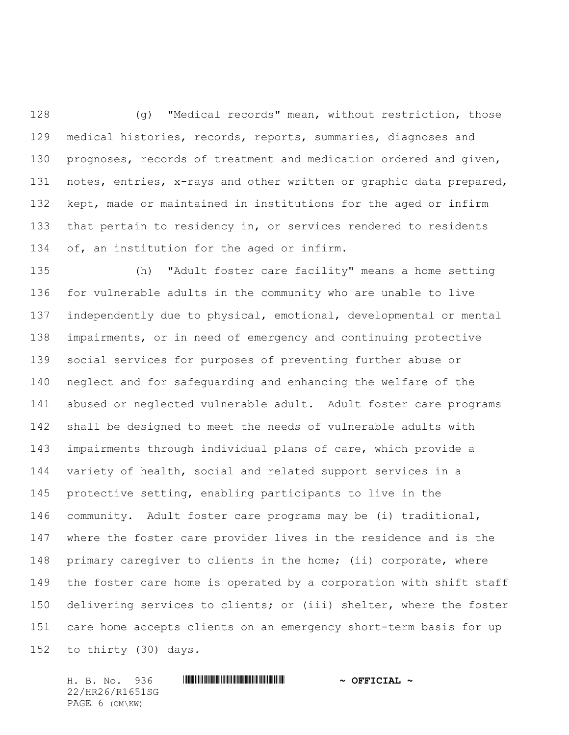(g) "Medical records" mean, without restriction, those medical histories, records, reports, summaries, diagnoses and prognoses, records of treatment and medication ordered and given, notes, entries, x-rays and other written or graphic data prepared, kept, made or maintained in institutions for the aged or infirm that pertain to residency in, or services rendered to residents of, an institution for the aged or infirm.

(h) "Adult foster care facility" means a home setting for vulnerable adults in the community who are unable to live independently due to physical, emotional, developmental or mental impairments, or in need of emergency and continuing protective social services for purposes of preventing further abuse or neglect and for safeguarding and enhancing the welfare of the abused or neglected vulnerable adult. Adult foster care programs shall be designed to meet the needs of vulnerable adults with impairments through individual plans of care, which provide a variety of health, social and related support services in a protective setting, enabling participants to live in the community. Adult foster care programs may be (i) traditional, where the foster care provider lives in the residence and is the primary caregiver to clients in the home; (ii) corporate, where the foster care home is operated by a corporation with shift staff delivering services to clients; or (iii) shelter, where the foster care home accepts clients on an emergency short-term basis for up to thirty (30) days.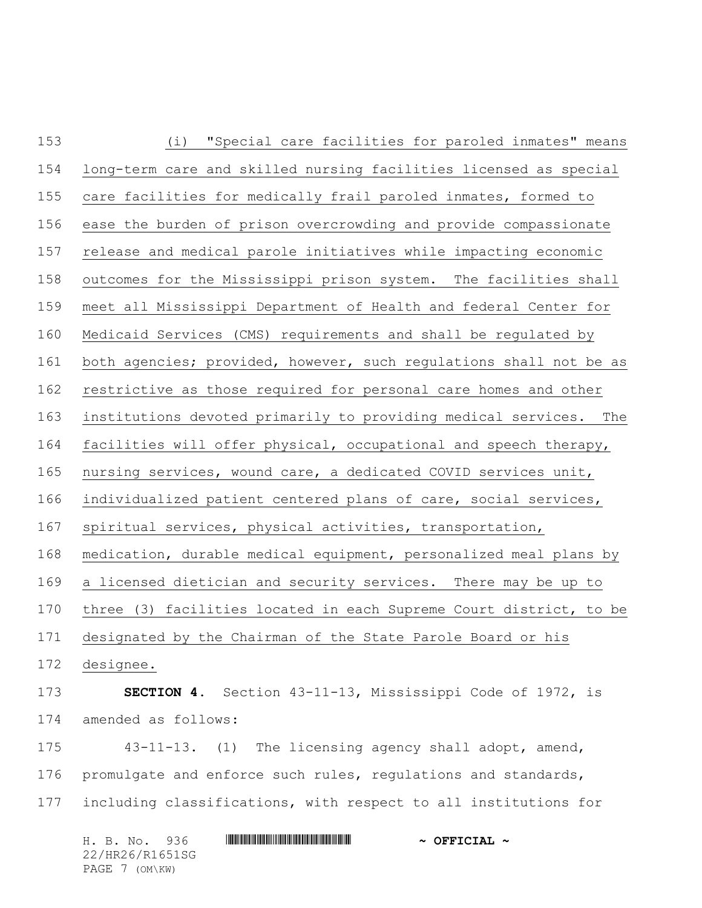(i) "Special care facilities for paroled inmates" means long-term care and skilled nursing facilities licensed as special care facilities for medically frail paroled inmates, formed to ease the burden of prison overcrowding and provide compassionate release and medical parole initiatives while impacting economic outcomes for the Mississippi prison system. The facilities shall meet all Mississippi Department of Health and federal Center for Medicaid Services (CMS) requirements and shall be regulated by both agencies; provided, however, such regulations shall not be as restrictive as those required for personal care homes and other institutions devoted primarily to providing medical services. The facilities will offer physical, occupational and speech therapy, nursing services, wound care, a dedicated COVID services unit, individualized patient centered plans of care, social services, spiritual services, physical activities, transportation, medication, durable medical equipment, personalized meal plans by a licensed dietician and security services. There may be up to three (3) facilities located in each Supreme Court district, to be designated by the Chairman of the State Parole Board or his designee.

**SECTION 4.** Section 43-11-13, Mississippi Code of 1972, is amended as follows:

43-11-13. (1) The licensing agency shall adopt, amend, promulgate and enforce such rules, regulations and standards, including classifications, with respect to all institutions for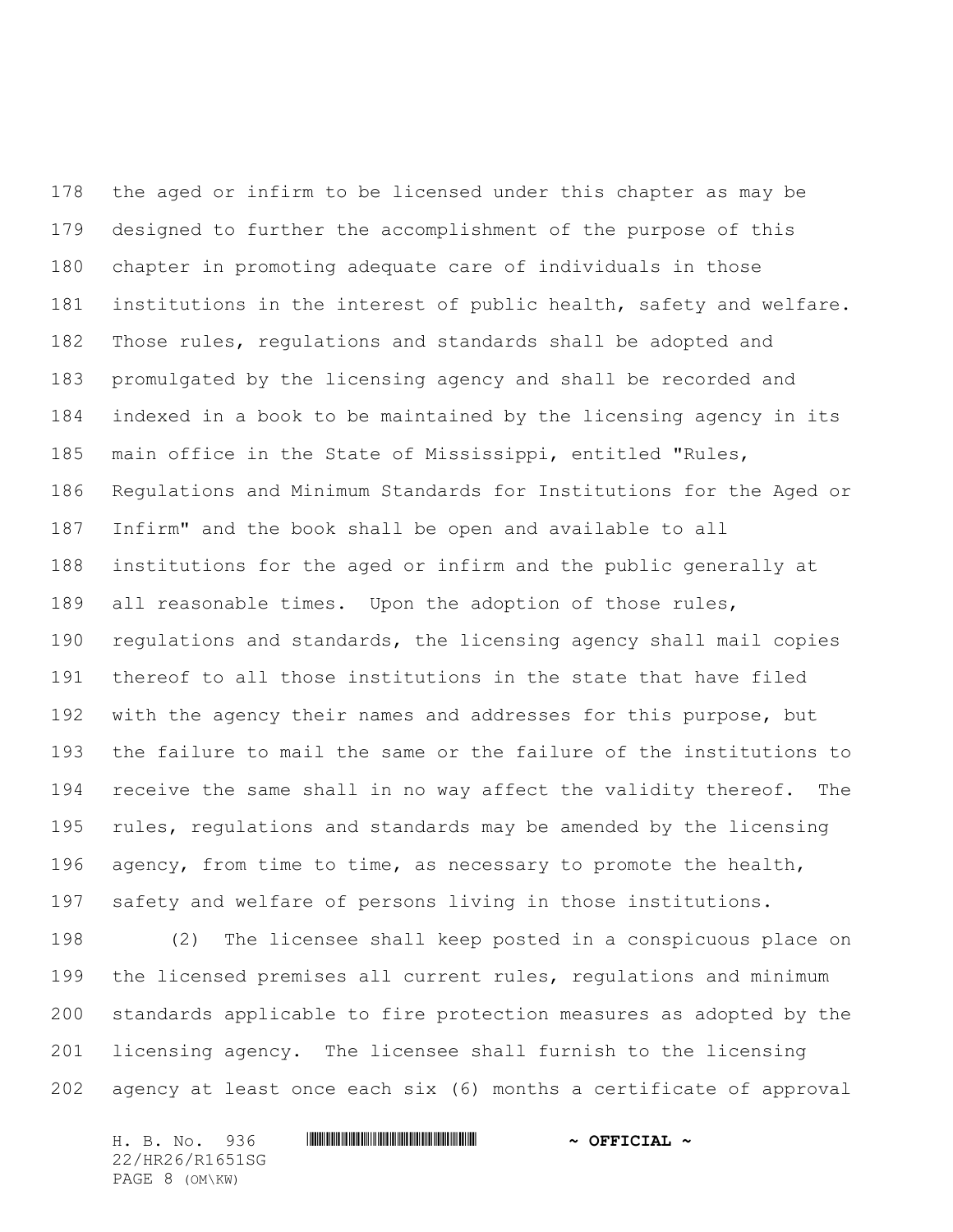the aged or infirm to be licensed under this chapter as may be designed to further the accomplishment of the purpose of this chapter in promoting adequate care of individuals in those institutions in the interest of public health, safety and welfare. Those rules, regulations and standards shall be adopted and promulgated by the licensing agency and shall be recorded and indexed in a book to be maintained by the licensing agency in its main office in the State of Mississippi, entitled "Rules, Regulations and Minimum Standards for Institutions for the Aged or Infirm" and the book shall be open and available to all institutions for the aged or infirm and the public generally at all reasonable times. Upon the adoption of those rules, regulations and standards, the licensing agency shall mail copies thereof to all those institutions in the state that have filed with the agency their names and addresses for this purpose, but the failure to mail the same or the failure of the institutions to receive the same shall in no way affect the validity thereof. The rules, regulations and standards may be amended by the licensing agency, from time to time, as necessary to promote the health, safety and welfare of persons living in those institutions.

(2) The licensee shall keep posted in a conspicuous place on the licensed premises all current rules, regulations and minimum standards applicable to fire protection measures as adopted by the licensing agency. The licensee shall furnish to the licensing agency at least once each six (6) months a certificate of approval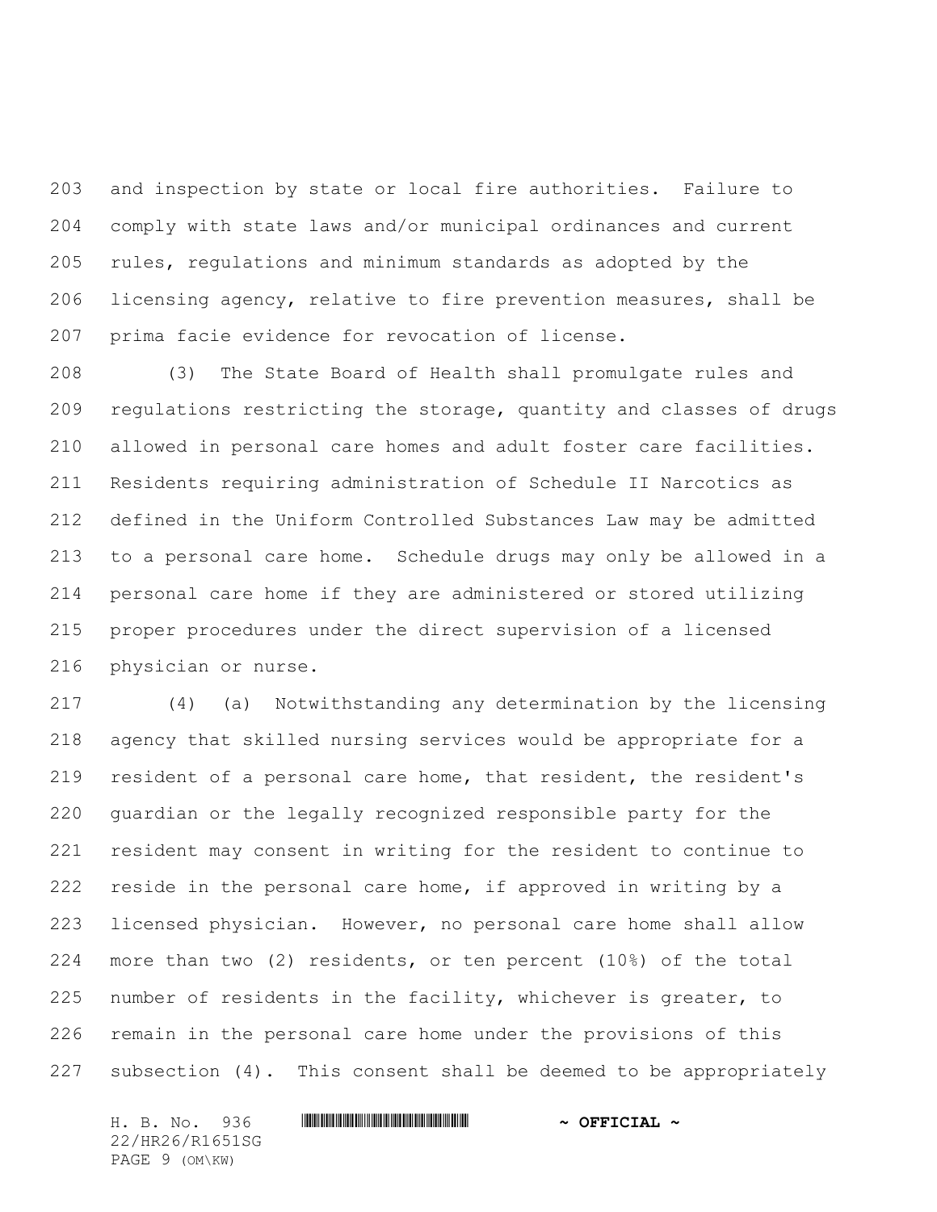and inspection by state or local fire authorities. Failure to comply with state laws and/or municipal ordinances and current rules, regulations and minimum standards as adopted by the licensing agency, relative to fire prevention measures, shall be prima facie evidence for revocation of license.

(3) The State Board of Health shall promulgate rules and regulations restricting the storage, quantity and classes of drugs allowed in personal care homes and adult foster care facilities. Residents requiring administration of Schedule II Narcotics as defined in the Uniform Controlled Substances Law may be admitted to a personal care home. Schedule drugs may only be allowed in a personal care home if they are administered or stored utilizing proper procedures under the direct supervision of a licensed physician or nurse.

(4) (a) Notwithstanding any determination by the licensing agency that skilled nursing services would be appropriate for a resident of a personal care home, that resident, the resident's guardian or the legally recognized responsible party for the resident may consent in writing for the resident to continue to reside in the personal care home, if approved in writing by a licensed physician. However, no personal care home shall allow more than two (2) residents, or ten percent (10%) of the total number of residents in the facility, whichever is greater, to remain in the personal care home under the provisions of this subsection (4). This consent shall be deemed to be appropriately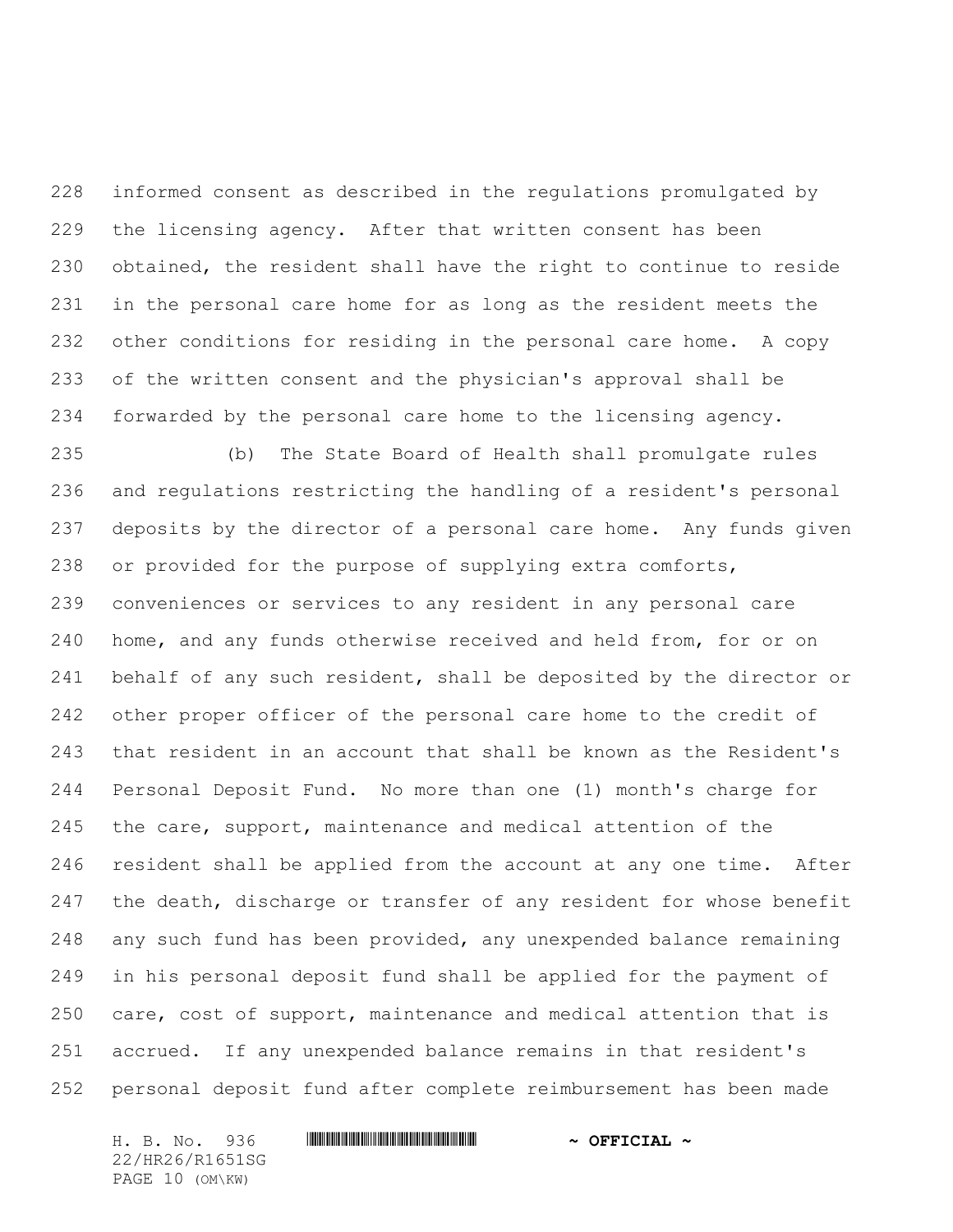informed consent as described in the regulations promulgated by the licensing agency. After that written consent has been obtained, the resident shall have the right to continue to reside in the personal care home for as long as the resident meets the other conditions for residing in the personal care home. A copy of the written consent and the physician's approval shall be forwarded by the personal care home to the licensing agency.

(b) The State Board of Health shall promulgate rules and regulations restricting the handling of a resident's personal deposits by the director of a personal care home. Any funds given or provided for the purpose of supplying extra comforts, conveniences or services to any resident in any personal care home, and any funds otherwise received and held from, for or on behalf of any such resident, shall be deposited by the director or other proper officer of the personal care home to the credit of that resident in an account that shall be known as the Resident's Personal Deposit Fund. No more than one (1) month's charge for the care, support, maintenance and medical attention of the resident shall be applied from the account at any one time. After the death, discharge or transfer of any resident for whose benefit any such fund has been provided, any unexpended balance remaining in his personal deposit fund shall be applied for the payment of care, cost of support, maintenance and medical attention that is accrued. If any unexpended balance remains in that resident's personal deposit fund after complete reimbursement has been made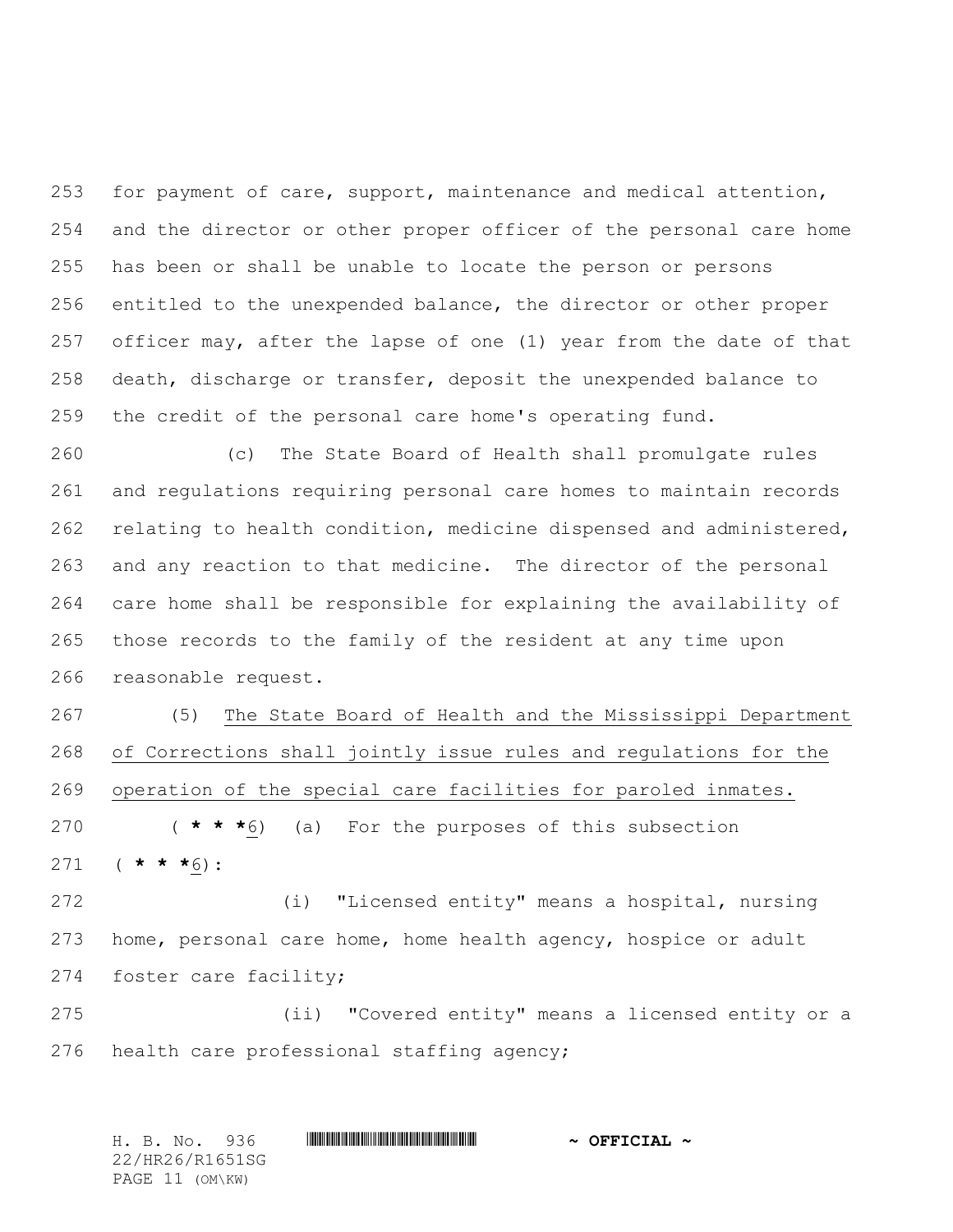for payment of care, support, maintenance and medical attention, and the director or other proper officer of the personal care home has been or shall be unable to locate the person or persons entitled to the unexpended balance, the director or other proper officer may, after the lapse of one (1) year from the date of that death, discharge or transfer, deposit the unexpended balance to the credit of the personal care home's operating fund.

(c) The State Board of Health shall promulgate rules and regulations requiring personal care homes to maintain records relating to health condition, medicine dispensed and administered, and any reaction to that medicine. The director of the personal care home shall be responsible for explaining the availability of those records to the family of the resident at any time upon reasonable request.

(5) <u>The State Board of Health and the Mississippi Department of Corrections shall jointly issue rules and regulations for the operation of the special care facilities for paroled inmates.</u>

( * * *<u>6</u>) (a) For the purposes of this subsection ( * * *<u>6</u>):

(i) "Licensed entity" means a hospital, nursing home, personal care home, home health agency, hospice or adult foster care facility;

(ii) "Covered entity" means a licensed entity or a health care professional staffing agency;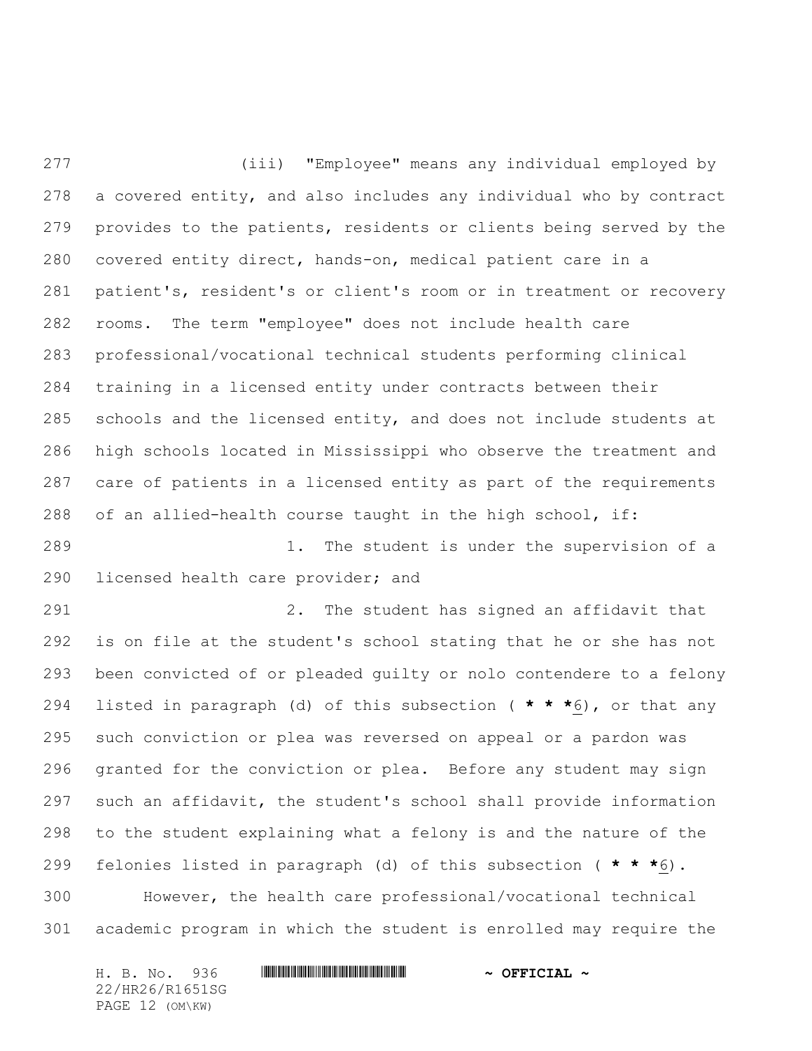(iii) "Employee" means any individual employed by a covered entity, and also includes any individual who by contract provides to the patients, residents or clients being served by the covered entity direct, hands-on, medical patient care in a patient's, resident's or client's room or in treatment or recovery rooms. The term "employee" does not include health care professional/vocational technical students performing clinical training in a licensed entity under contracts between their schools and the licensed entity, and does not include students at high schools located in Mississippi who observe the treatment and care of patients in a licensed entity as part of the requirements of an allied-health course taught in the high school, if:

1. The student is under the supervision of a licensed health care provider; and

2. The student has signed an affidavit that is on file at the student's school stating that he or she has not been convicted of or pleaded guilty or nolo contendere to a felony listed in paragraph (d) of this subsection ( **\* \* \***6), or that any such conviction or plea was reversed on appeal or a pardon was granted for the conviction or plea. Before any student may sign such an affidavit, the student's school shall provide information to the student explaining what a felony is and the nature of the felonies listed in paragraph (d) of this subsection ( **\* \* \***6).

However, the health care professional/vocational technical academic program in which the student is enrolled may require the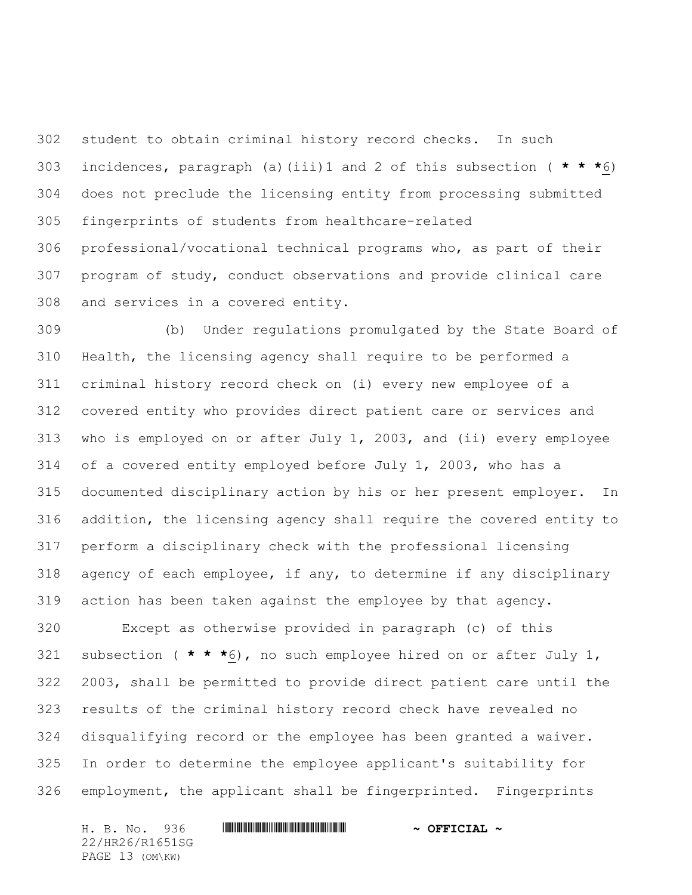student to obtain criminal history record checks. In such incidences, paragraph (a)(iii)1 and 2 of this subsection ( **\* \* \***6) does not preclude the licensing entity from processing submitted fingerprints of students from healthcare-related professional/vocational technical programs who, as part of their program of study, conduct observations and provide clinical care and services in a covered entity.

(b) Under regulations promulgated by the State Board of Health, the licensing agency shall require to be performed a criminal history record check on (i) every new employee of a covered entity who provides direct patient care or services and who is employed on or after July 1, 2003, and (ii) every employee of a covered entity employed before July 1, 2003, who has a documented disciplinary action by his or her present employer. In addition, the licensing agency shall require the covered entity to perform a disciplinary check with the professional licensing agency of each employee, if any, to determine if any disciplinary action has been taken against the employee by that agency.

Except as otherwise provided in paragraph (c) of this subsection ( **\* \* \***6), no such employee hired on or after July 1, 2003, shall be permitted to provide direct patient care until the results of the criminal history record check have revealed no disqualifying record or the employee has been granted a waiver. In order to determine the employee applicant's suitability for employment, the applicant shall be fingerprinted. Fingerprints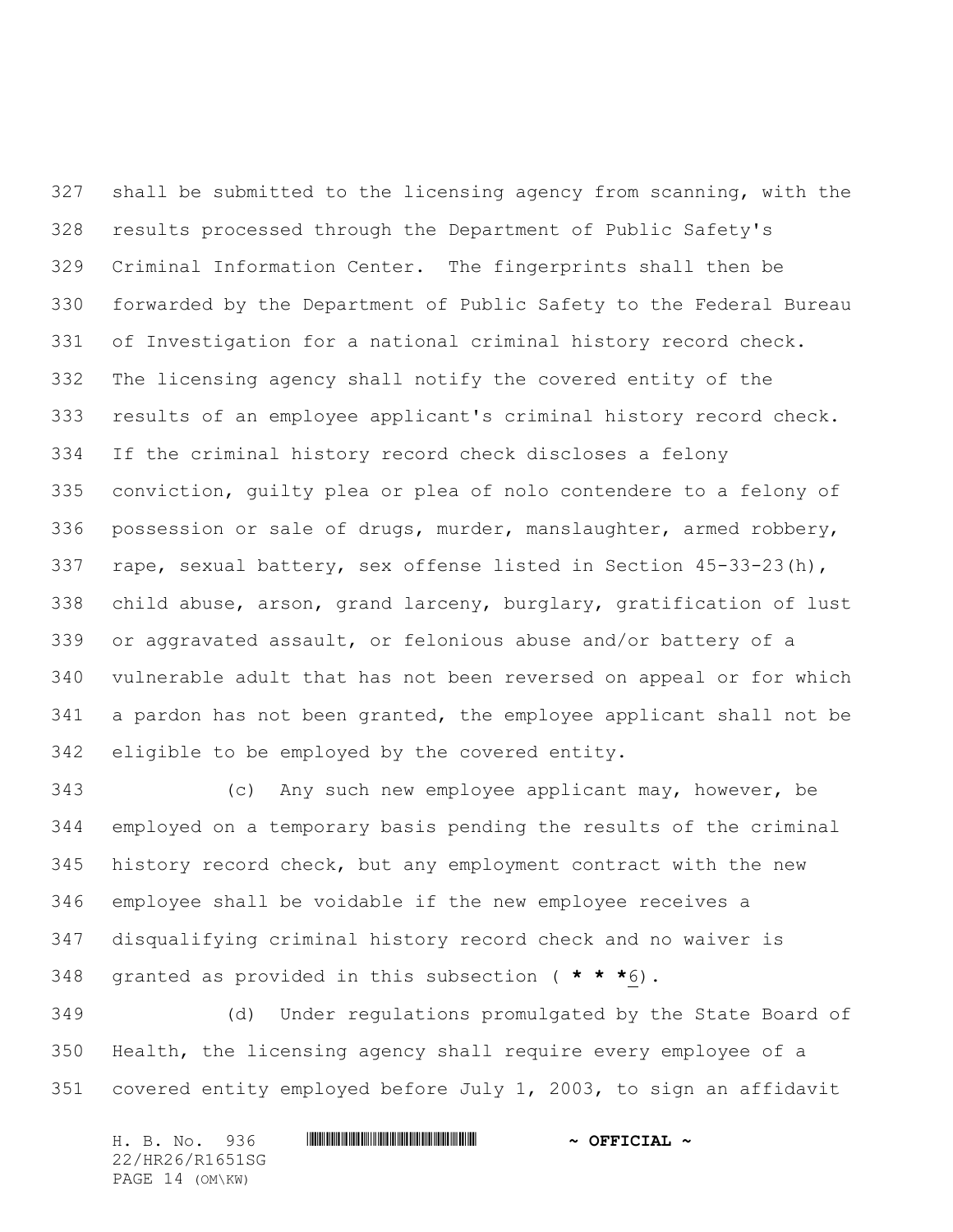shall be submitted to the licensing agency from scanning, with the results processed through the Department of Public Safety's Criminal Information Center. The fingerprints shall then be forwarded by the Department of Public Safety to the Federal Bureau of Investigation for a national criminal history record check. The licensing agency shall notify the covered entity of the results of an employee applicant's criminal history record check. If the criminal history record check discloses a felony conviction, guilty plea or plea of nolo contendere to a felony of possession or sale of drugs, murder, manslaughter, armed robbery, rape, sexual battery, sex offense listed in Section 45-33-23(h), child abuse, arson, grand larceny, burglary, gratification of lust or aggravated assault, or felonious abuse and/or battery of a vulnerable adult that has not been reversed on appeal or for which a pardon has not been granted, the employee applicant shall not be eligible to be employed by the covered entity.

(c) Any such new employee applicant may, however, be employed on a temporary basis pending the results of the criminal history record check, but any employment contract with the new employee shall be voidable if the new employee receives a disqualifying criminal history record check and no waiver is granted as provided in this subsection ( **\* \* \***6).

(d) Under regulations promulgated by the State Board of Health, the licensing agency shall require every employee of a covered entity employed before July 1, 2003, to sign an affidavit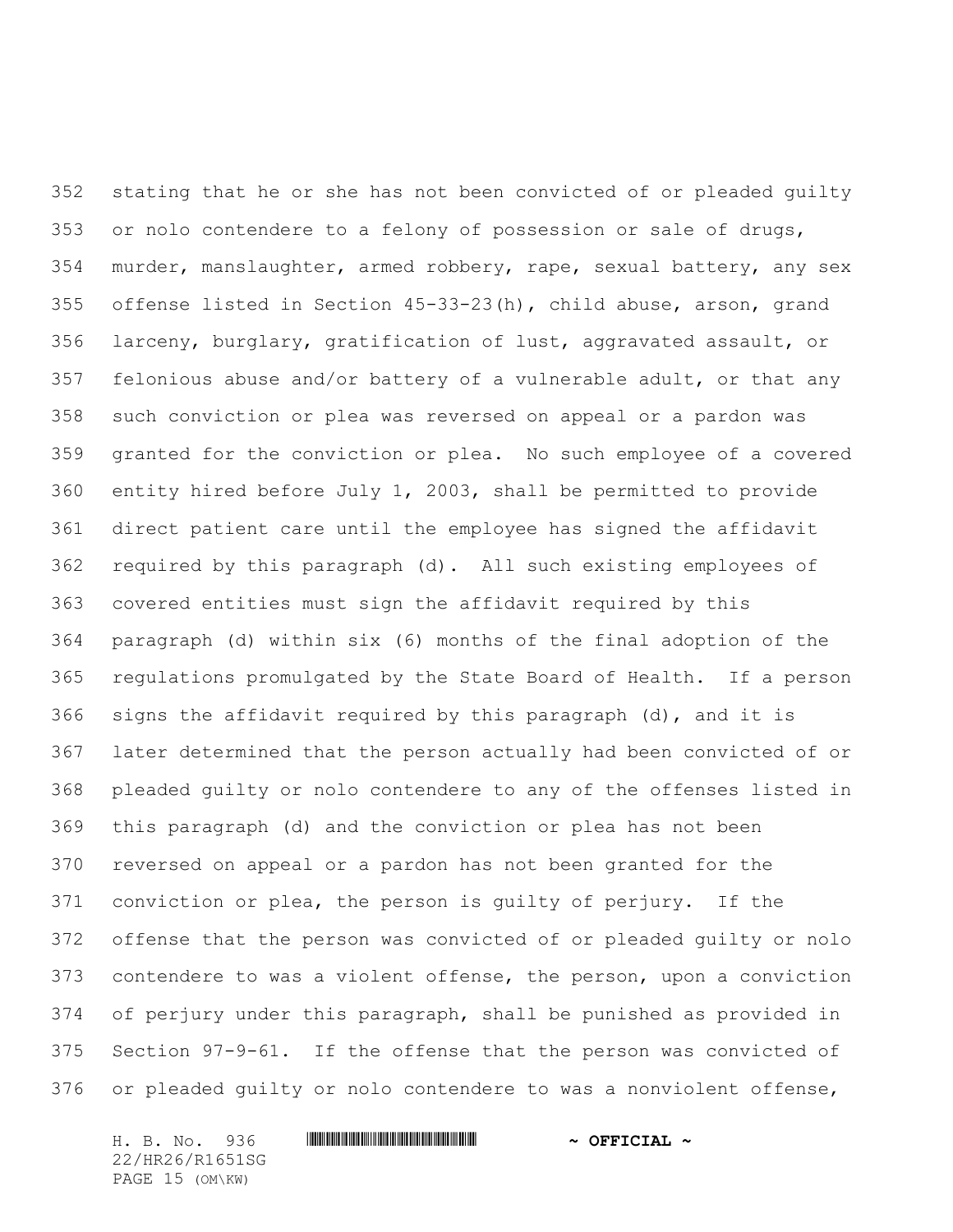stating that he or she has not been convicted of or pleaded guilty or nolo contendere to a felony of possession or sale of drugs, murder, manslaughter, armed robbery, rape, sexual battery, any sex offense listed in Section 45-33-23(h), child abuse, arson, grand larceny, burglary, gratification of lust, aggravated assault, or felonious abuse and/or battery of a vulnerable adult, or that any such conviction or plea was reversed on appeal or a pardon was granted for the conviction or plea. No such employee of a covered entity hired before July 1, 2003, shall be permitted to provide direct patient care until the employee has signed the affidavit required by this paragraph (d). All such existing employees of covered entities must sign the affidavit required by this paragraph (d) within six (6) months of the final adoption of the regulations promulgated by the State Board of Health. If a person signs the affidavit required by this paragraph (d), and it is later determined that the person actually had been convicted of or pleaded guilty or nolo contendere to any of the offenses listed in this paragraph (d) and the conviction or plea has not been reversed on appeal or a pardon has not been granted for the conviction or plea, the person is guilty of perjury. If the offense that the person was convicted of or pleaded guilty or nolo contendere to was a violent offense, the person, upon a conviction of perjury under this paragraph, shall be punished as provided in Section 97-9-61. If the offense that the person was convicted of or pleaded guilty or nolo contendere to was a nonviolent offense,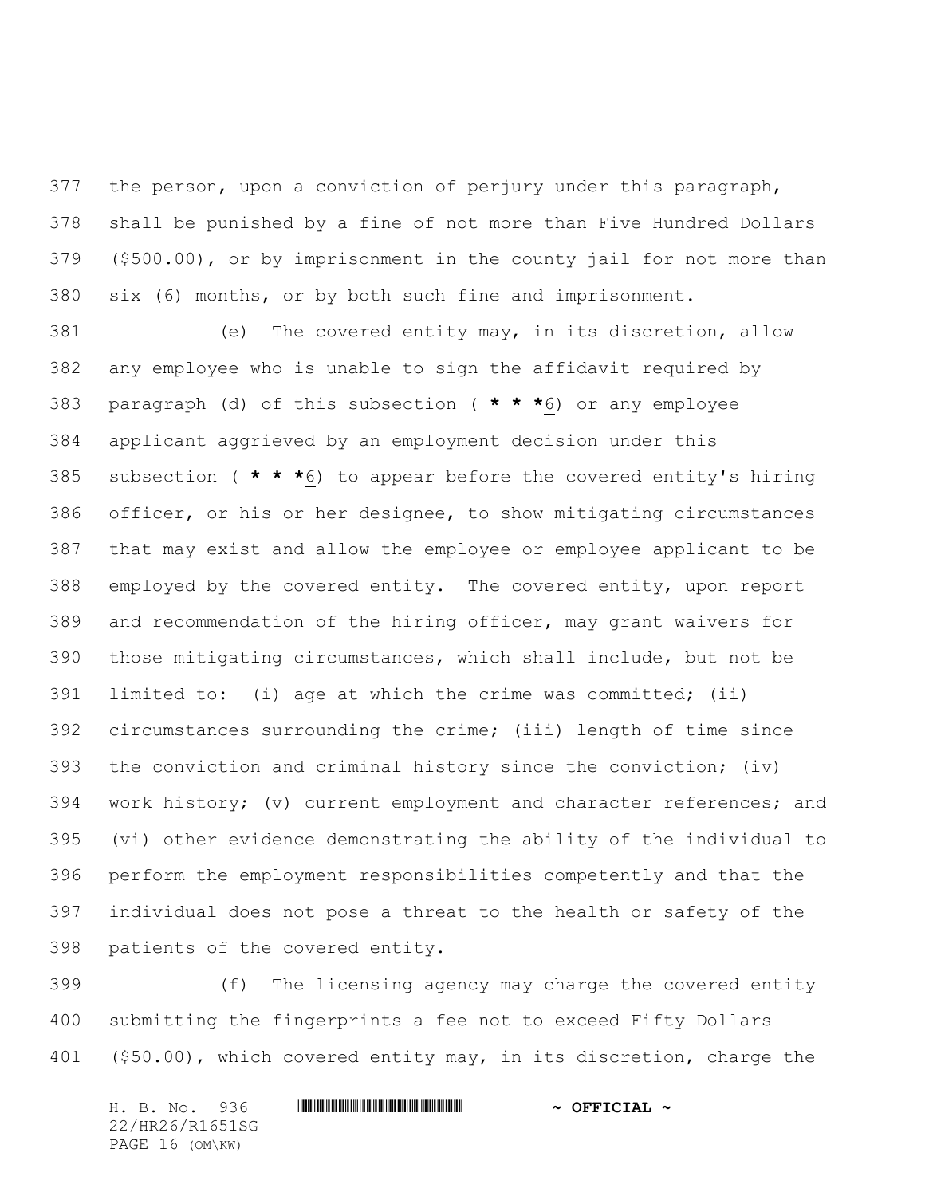the person, upon a conviction of perjury under this paragraph, shall be punished by a fine of not more than Five Hundred Dollars ($500.00), or by imprisonment in the county jail for not more than six (6) months, or by both such fine and imprisonment.

(e) The covered entity may, in its discretion, allow any employee who is unable to sign the affidavit required by paragraph (d) of this subsection ( *** 6) or any employee applicant aggrieved by an employment decision under this subsection ( *** 6) to appear before the covered entity's hiring officer, or his or her designee, to show mitigating circumstances that may exist and allow the employee or employee applicant to be employed by the covered entity. The covered entity, upon report and recommendation of the hiring officer, may grant waivers for those mitigating circumstances, which shall include, but not be limited to: (i) age at which the crime was committed; (ii) circumstances surrounding the crime; (iii) length of time since the conviction and criminal history since the conviction; (iv) work history; (v) current employment and character references; and (vi) other evidence demonstrating the ability of the individual to perform the employment responsibilities competently and that the individual does not pose a threat to the health or safety of the patients of the covered entity.

(f) The licensing agency may charge the covered entity submitting the fingerprints a fee not to exceed Fifty Dollars ($50.00), which covered entity may, in its discretion, charge the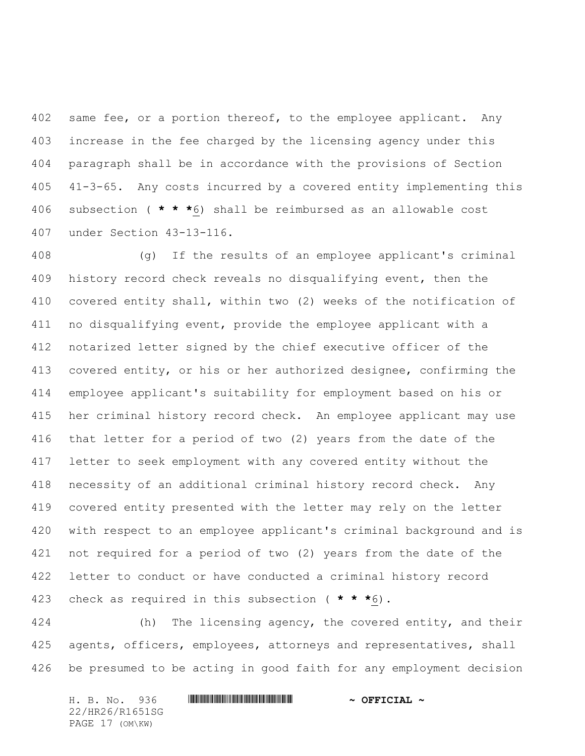same fee, or a portion thereof, to the employee applicant. Any increase in the fee charged by the licensing agency under this paragraph shall be in accordance with the provisions of Section 41-3-65. Any costs incurred by a covered entity implementing this subsection ( * * *6) shall be reimbursed as an allowable cost under Section 43-13-116.

(g) If the results of an employee applicant's criminal history record check reveals no disqualifying event, then the covered entity shall, within two (2) weeks of the notification of no disqualifying event, provide the employee applicant with a notarized letter signed by the chief executive officer of the covered entity, or his or her authorized designee, confirming the employee applicant's suitability for employment based on his or her criminal history record check. An employee applicant may use that letter for a period of two (2) years from the date of the letter to seek employment with any covered entity without the necessity of an additional criminal history record check. Any covered entity presented with the letter may rely on the letter with respect to an employee applicant's criminal background and is not required for a period of two (2) years from the date of the letter to conduct or have conducted a criminal history record check as required in this subsection ( * * *6).

(h) The licensing agency, the covered entity, and their agents, officers, employees, attorneys and representatives, shall be presumed to be acting in good faith for any employment decision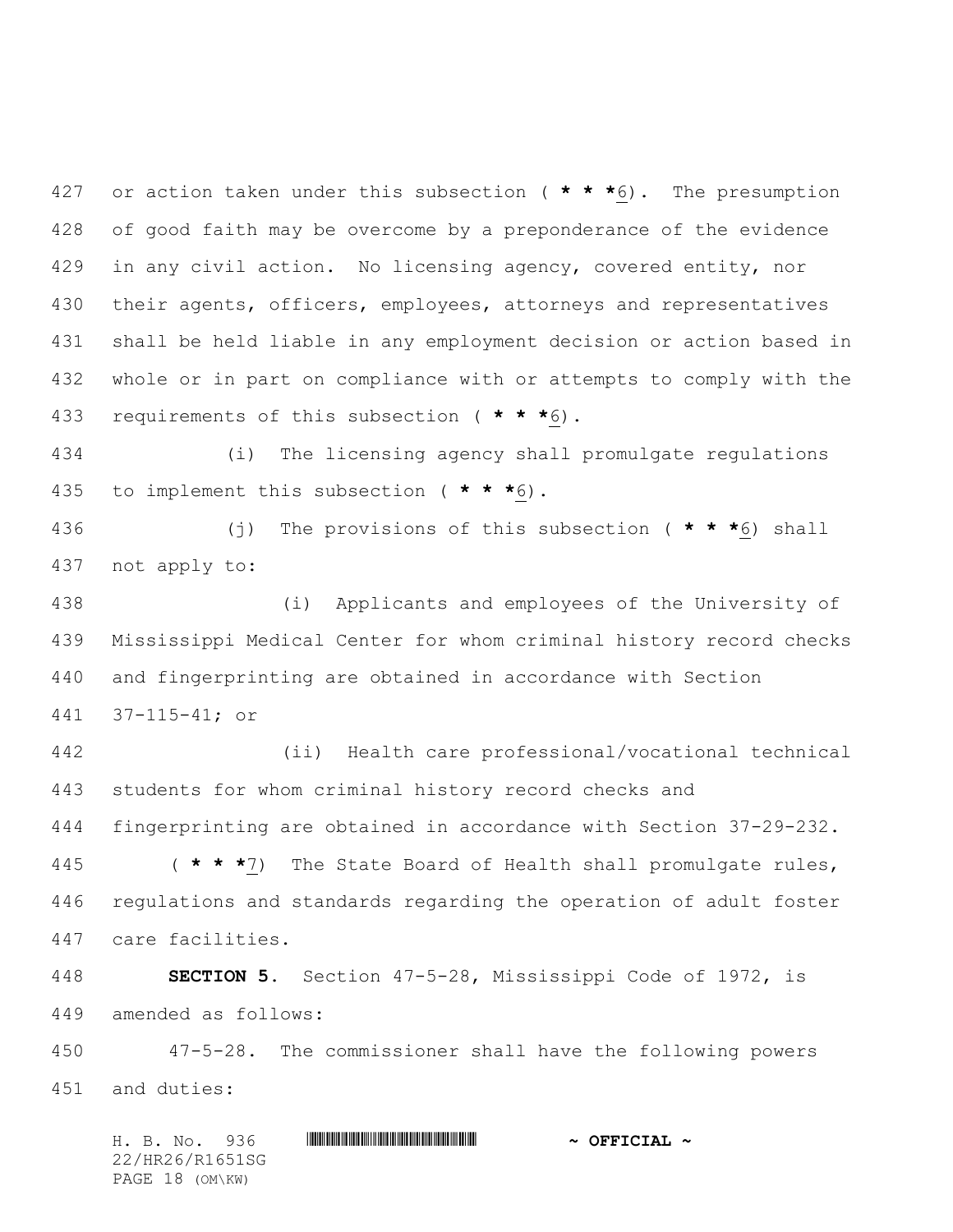or action taken under this subsection ( * * *6). The presumption of good faith may be overcome by a preponderance of the evidence in any civil action. No licensing agency, covered entity, nor their agents, officers, employees, attorneys and representatives shall be held liable in any employment decision or action based in whole or in part on compliance with or attempts to comply with the requirements of this subsection ( * * *6).

(i) The licensing agency shall promulgate regulations to implement this subsection ( * * *6).

(j) The provisions of this subsection ( * * *6) shall not apply to:

(i) Applicants and employees of the University of Mississippi Medical Center for whom criminal history record checks and fingerprinting are obtained in accordance with Section 37-115-41; or

(ii) Health care professional/vocational technical students for whom criminal history record checks and fingerprinting are obtained in accordance with Section 37-29-232.

( * * *7) The State Board of Health shall promulgate rules, regulations and standards regarding the operation of adult foster care facilities.

**SECTION 5.** Section 47-5-28, Mississippi Code of 1972, is amended as follows:

47-5-28. The commissioner shall have the following powers and duties: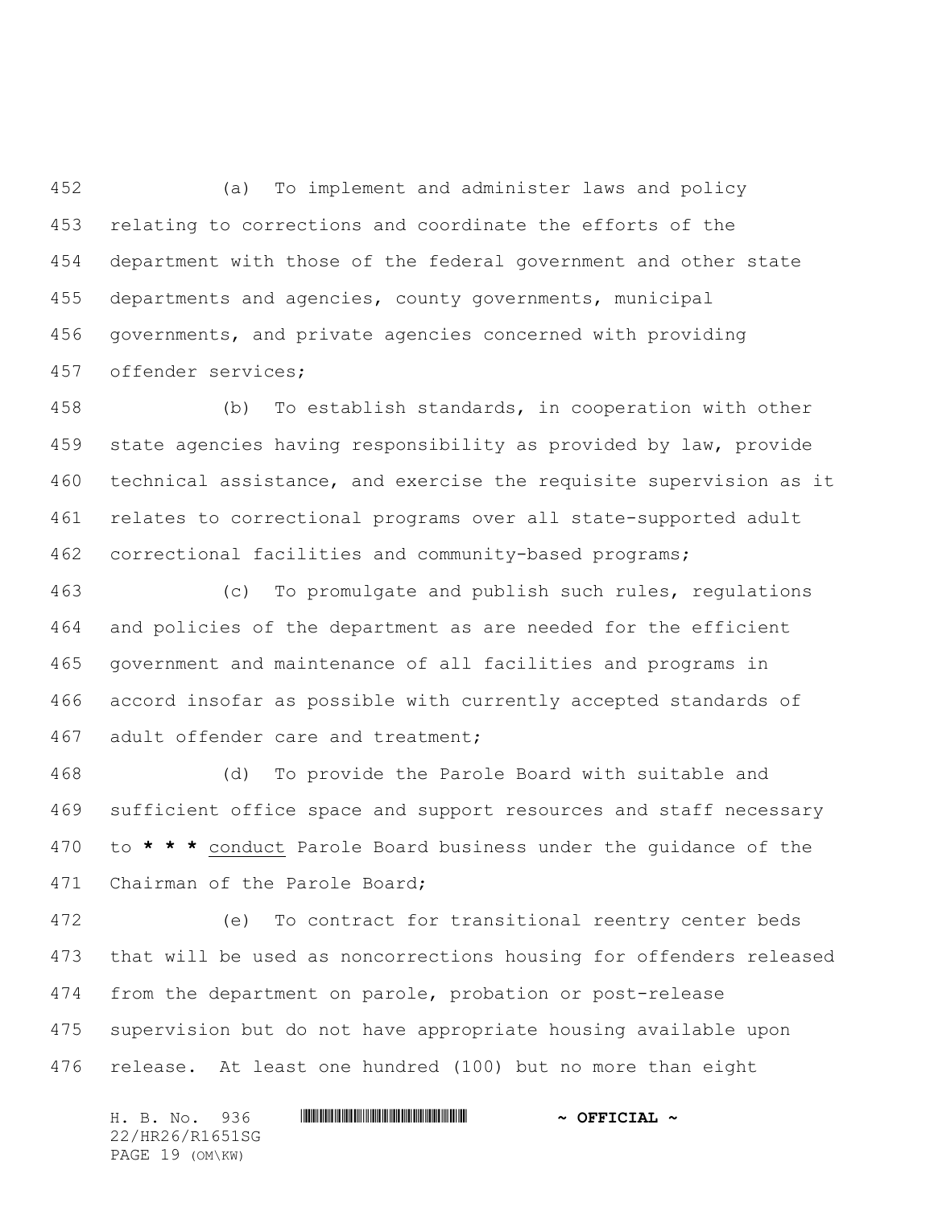(a) To implement and administer laws and policy relating to corrections and coordinate the efforts of the department with those of the federal government and other state departments and agencies, county governments, municipal governments, and private agencies concerned with providing offender services;

(b) To establish standards, in cooperation with other state agencies having responsibility as provided by law, provide technical assistance, and exercise the requisite supervision as it relates to correctional programs over all state-supported adult correctional facilities and community-based programs;

(c) To promulgate and publish such rules, regulations and policies of the department as are needed for the efficient government and maintenance of all facilities and programs in accord insofar as possible with currently accepted standards of adult offender care and treatment;

(d) To provide the Parole Board with suitable and sufficient office space and support resources and staff necessary to **\* \* \*** <u>conduct</u> Parole Board business under the guidance of the Chairman of the Parole Board;

(e) To contract for transitional reentry center beds that will be used as noncorrections housing for offenders released from the department on parole, probation or post-release supervision but do not have appropriate housing available upon release. At least one hundred (100) but no more than eight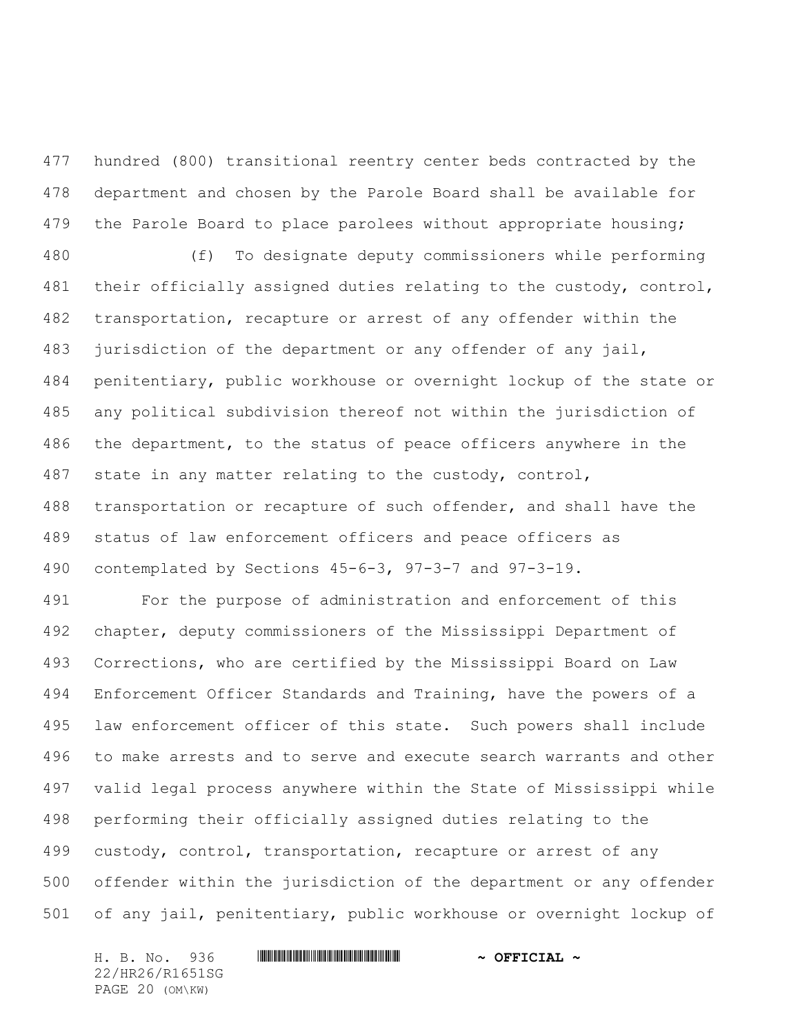hundred (800) transitional reentry center beds contracted by the department and chosen by the Parole Board shall be available for the Parole Board to place parolees without appropriate housing;

(f) To designate deputy commissioners while performing their officially assigned duties relating to the custody, control, transportation, recapture or arrest of any offender within the jurisdiction of the department or any offender of any jail, penitentiary, public workhouse or overnight lockup of the state or any political subdivision thereof not within the jurisdiction of the department, to the status of peace officers anywhere in the state in any matter relating to the custody, control, transportation or recapture of such offender, and shall have the status of law enforcement officers and peace officers as contemplated by Sections 45-6-3, 97-3-7 and 97-3-19.

For the purpose of administration and enforcement of this chapter, deputy commissioners of the Mississippi Department of Corrections, who are certified by the Mississippi Board on Law Enforcement Officer Standards and Training, have the powers of a law enforcement officer of this state. Such powers shall include to make arrests and to serve and execute search warrants and other valid legal process anywhere within the State of Mississippi while performing their officially assigned duties relating to the custody, control, transportation, recapture or arrest of any offender within the jurisdiction of the department or any offender of any jail, penitentiary, public workhouse or overnight lockup of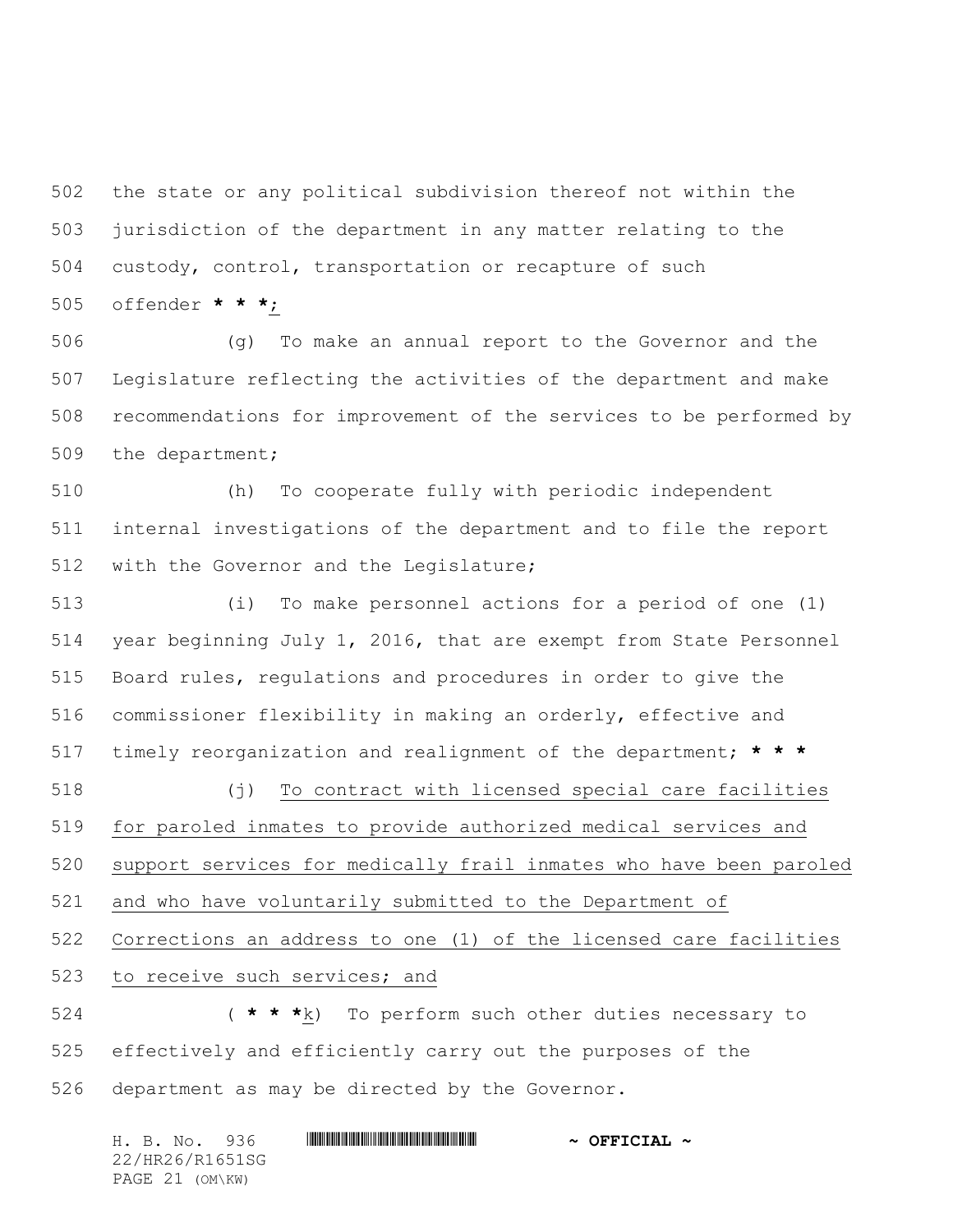the state or any political subdivision thereof not within the jurisdiction of the department in any matter relating to the custody, control, transportation or recapture of such offender *** * *** ;

(g) To make an annual report to the Governor and the Legislature reflecting the activities of the department and make recommendations for improvement of the services to be performed by the department;

(h) To cooperate fully with periodic independent internal investigations of the department and to file the report with the Governor and the Legislature;

(i) To make personnel actions for a period of one (1) year beginning July 1, 2016, that are exempt from State Personnel Board rules, regulations and procedures in order to give the commissioner flexibility in making an orderly, effective and timely reorganization and realignment of the department; *** * ***

(j) To contract with licensed special care facilities for paroled inmates to provide authorized medical services and support services for medically frail inmates who have been paroled and who have voluntarily submitted to the Department of Corrections an address to one (1) of the licensed care facilities to receive such services; and

( *** * *** k) To perform such other duties necessary to effectively and efficiently carry out the purposes of the department as may be directed by the Governor.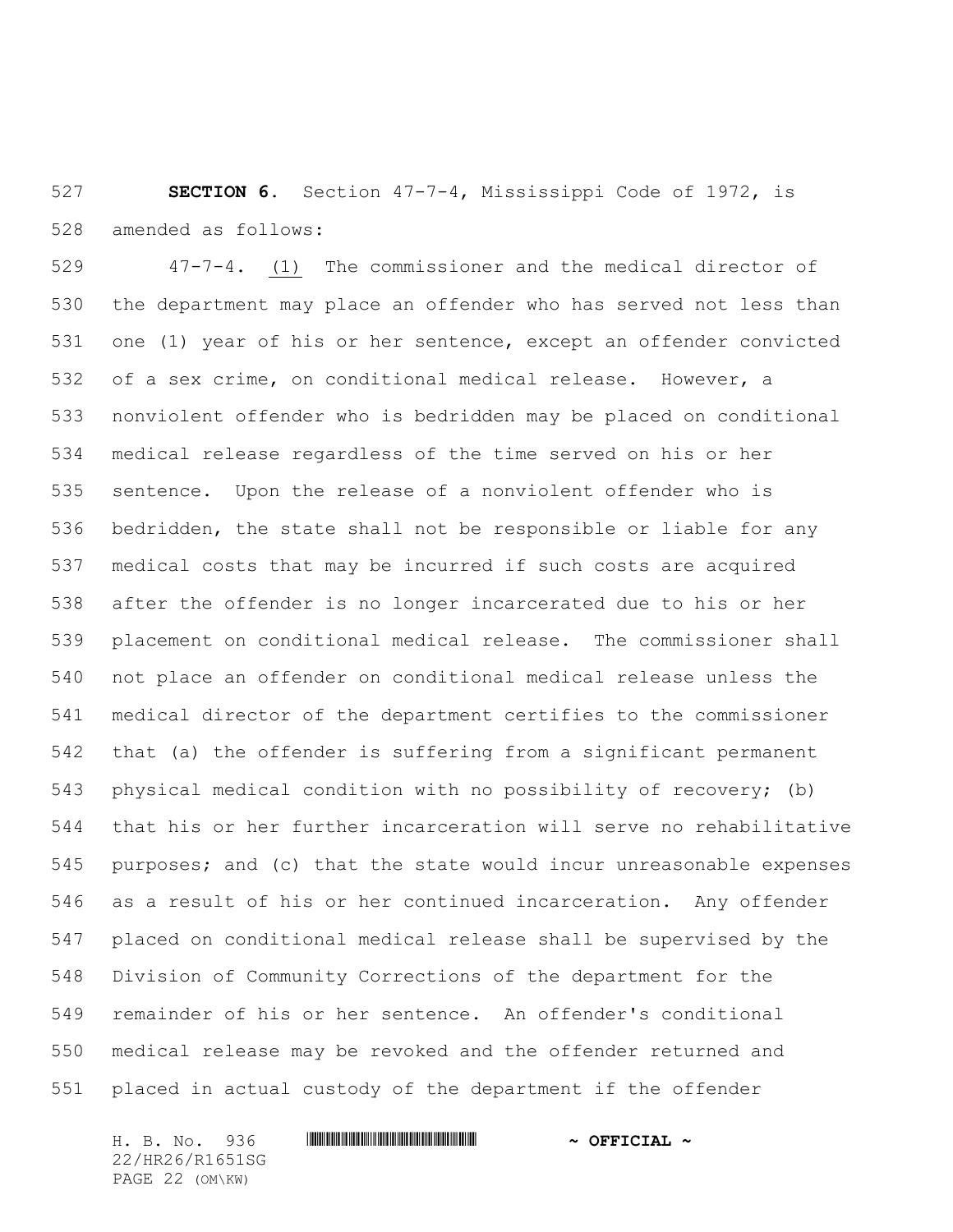**SECTION 6.** Section 47-7-4, Mississippi Code of 1972, is amended as follows:

47-7-4. (1) The commissioner and the medical director of the department may place an offender who has served not less than one (1) year of his or her sentence, except an offender convicted of a sex crime, on conditional medical release. However, a nonviolent offender who is bedridden may be placed on conditional medical release regardless of the time served on his or her sentence. Upon the release of a nonviolent offender who is bedridden, the state shall not be responsible or liable for any medical costs that may be incurred if such costs are acquired after the offender is no longer incarcerated due to his or her placement on conditional medical release. The commissioner shall not place an offender on conditional medical release unless the medical director of the department certifies to the commissioner that (a) the offender is suffering from a significant permanent physical medical condition with no possibility of recovery; (b) that his or her further incarceration will serve no rehabilitative purposes; and (c) that the state would incur unreasonable expenses as a result of his or her continued incarceration. Any offender placed on conditional medical release shall be supervised by the Division of Community Corrections of the department for the remainder of his or her sentence. An offender's conditional medical release may be revoked and the offender returned and placed in actual custody of the department if the offender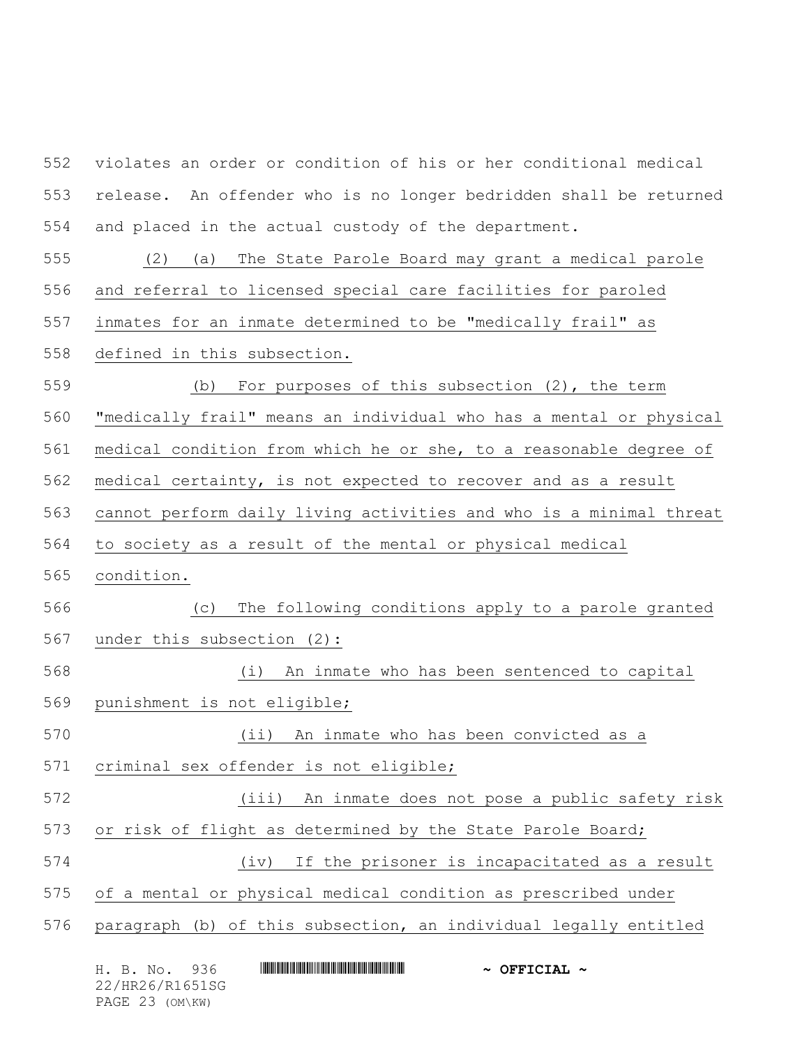violates an order or condition of his or her conditional medical release. An offender who is no longer bedridden shall be returned and placed in the actual custody of the department.

(2) (a) The State Parole Board may grant a medical parole and referral to licensed special care facilities for paroled inmates for an inmate determined to be "medically frail" as defined in this subsection.

(b) For purposes of this subsection (2), the term "medically frail" means an individual who has a mental or physical medical condition from which he or she, to a reasonable degree of medical certainty, is not expected to recover and as a result cannot perform daily living activities and who is a minimal threat to society as a result of the mental or physical medical condition.

(c) The following conditions apply to a parole granted under this subsection (2):

(i) An inmate who has been sentenced to capital punishment is not eligible;

(ii) An inmate who has been convicted as a criminal sex offender is not eligible;

(iii) An inmate does not pose a public safety risk or risk of flight as determined by the State Parole Board;

(iv) If the prisoner is incapacitated as a result of a mental or physical medical condition as prescribed under paragraph (b) of this subsection, an individual legally entitled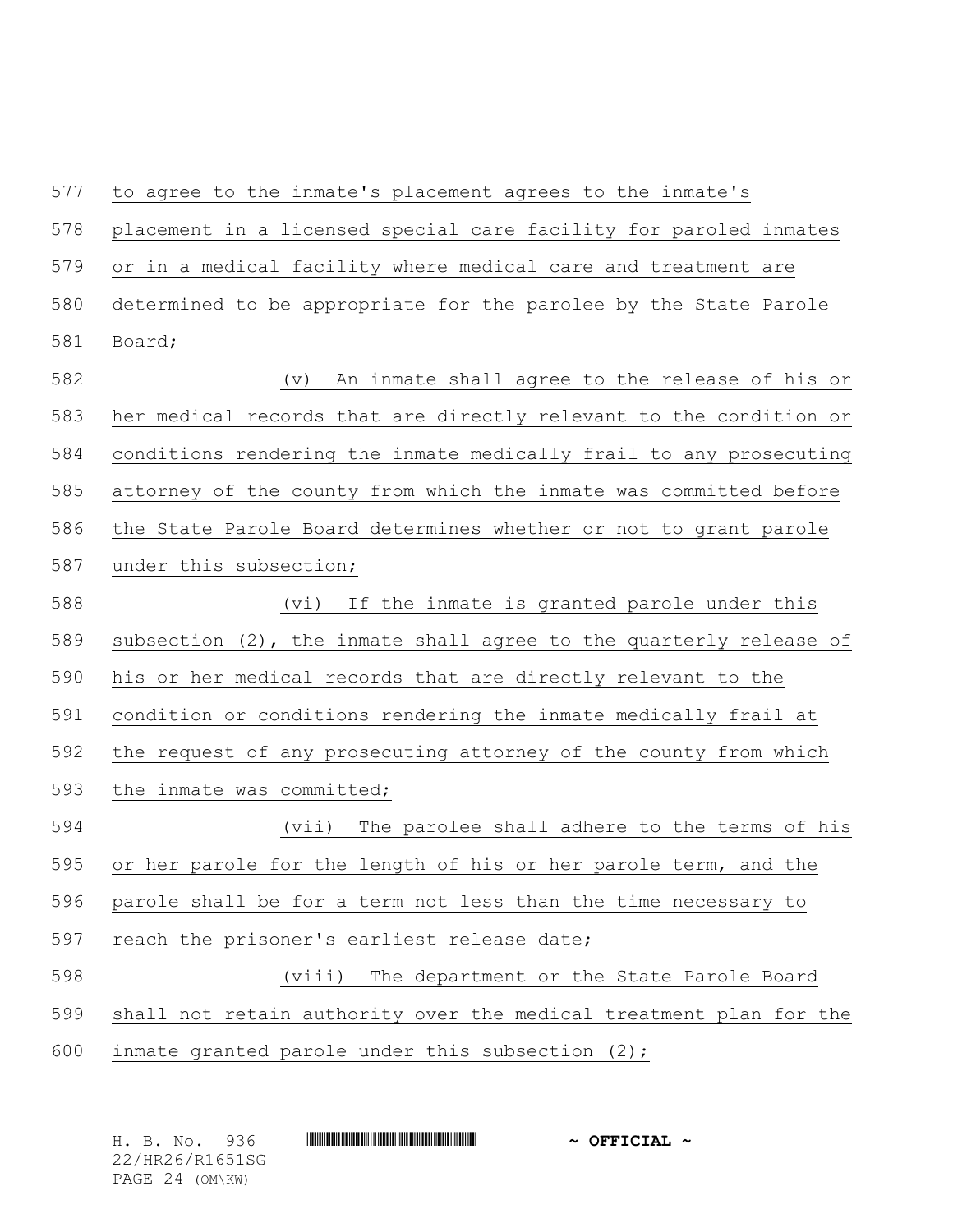to agree to the inmate's placement agrees to the inmate's placement in a licensed special care facility for paroled inmates or in a medical facility where medical care and treatment are determined to be appropriate for the parolee by the State Parole Board;

(v) An inmate shall agree to the release of his or her medical records that are directly relevant to the condition or conditions rendering the inmate medically frail to any prosecuting attorney of the county from which the inmate was committed before the State Parole Board determines whether or not to grant parole under this subsection;

(vi) If the inmate is granted parole under this subsection (2), the inmate shall agree to the quarterly release of his or her medical records that are directly relevant to the condition or conditions rendering the inmate medically frail at the request of any prosecuting attorney of the county from which the inmate was committed;

(vii) The parolee shall adhere to the terms of his or her parole for the length of his or her parole term, and the parole shall be for a term not less than the time necessary to reach the prisoner's earliest release date;

(viii) The department or the State Parole Board shall not retain authority over the medical treatment plan for the inmate granted parole under this subsection (2);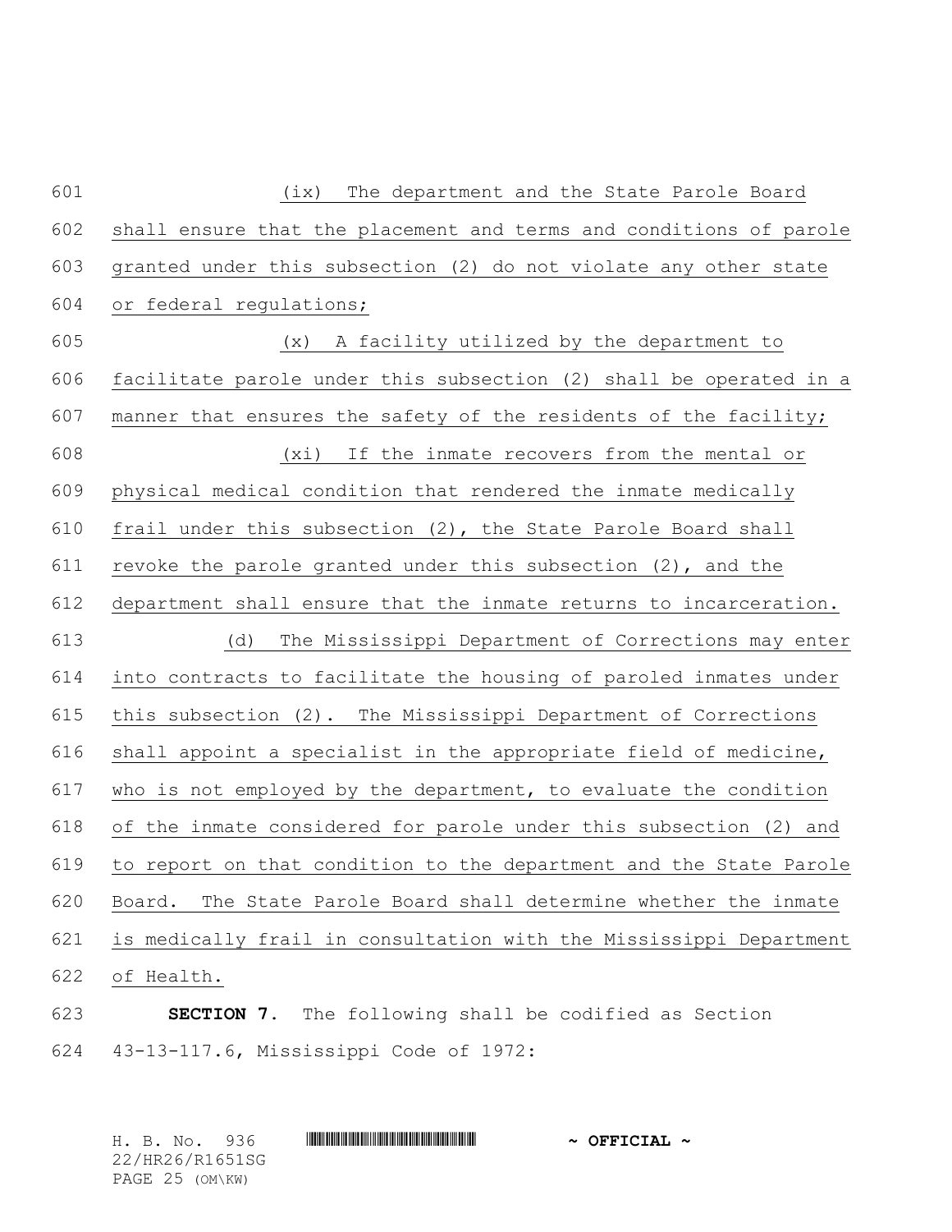(ix) The department and the State Parole Board shall ensure that the placement and terms and conditions of parole granted under this subsection (2) do not violate any other state or federal regulations;

(x) A facility utilized by the department to facilitate parole under this subsection (2) shall be operated in a manner that ensures the safety of the residents of the facility;

(xi) If the inmate recovers from the mental or physical medical condition that rendered the inmate medically frail under this subsection (2), the State Parole Board shall revoke the parole granted under this subsection (2), and the department shall ensure that the inmate returns to incarceration.

(d) The Mississippi Department of Corrections may enter into contracts to facilitate the housing of paroled inmates under this subsection (2). The Mississippi Department of Corrections shall appoint a specialist in the appropriate field of medicine, who is not employed by the department, to evaluate the condition of the inmate considered for parole under this subsection (2) and to report on that condition to the department and the State Parole Board. The State Parole Board shall determine whether the inmate is medically frail in consultation with the Mississippi Department of Health.

**SECTION 7.** The following shall be codified as Section 43-13-117.6, Mississippi Code of 1972: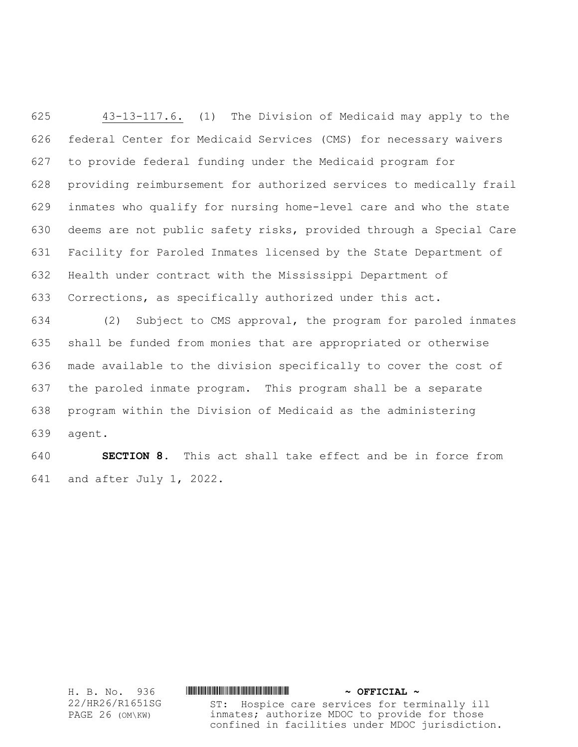43-13-117.6. (1) The Division of Medicaid may apply to the federal Center for Medicaid Services (CMS) for necessary waivers to provide federal funding under the Medicaid program for providing reimbursement for authorized services to medically frail inmates who qualify for nursing home-level care and who the state deems are not public safety risks, provided through a Special Care Facility for Paroled Inmates licensed by the State Department of Health under contract with the Mississippi Department of Corrections, as specifically authorized under this act.

(2) Subject to CMS approval, the program for paroled inmates shall be funded from monies that are appropriated or otherwise made available to the division specifically to cover the cost of the paroled inmate program. This program shall be a separate program within the Division of Medicaid as the administering agent.

**SECTION 8.** This act shall take effect and be in force from and after July 1, 2022.